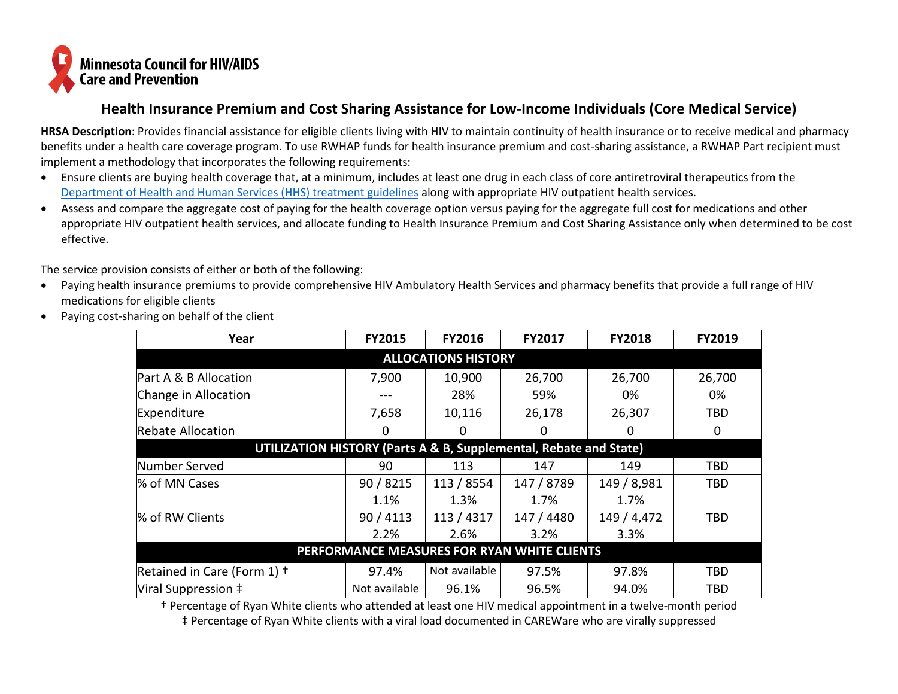Minnesota Council for HIV/AIDS Care and Prevention

# Health Insurance Premium and Cost Sharing Assistance for Low-Income Individuals (Core Medical Service)

**HRSA Description**: Provides financial assistance for eligible clients living with HIV to maintain continuity of health insurance or to receive medical and pharmacy benefits under a health care coverage program. To use RWHAP funds for health insurance premium and cost-sharing assistance, a RWHAP Part recipient must implement a methodology that incorporates the following requirements:

- Ensure clients are buying health coverage that, at a minimum, includes at least one drug in each class of core antiretroviral therapeutics from the Department of Health and Human Services (HHS) treatment guidelines along with appropriate HIV outpatient health services.
- Assess and compare the aggregate cost of paying for the health coverage option versus paying for the aggregate full cost for medications and other appropriate HIV outpatient health services, and allocate funding to Health Insurance Premium and Cost Sharing Assistance only when determined to be cost effective.

The service provision consists of either or both of the following:

- Paying health insurance premiums to provide comprehensive HIV Ambulatory Health Services and pharmacy benefits that provide a full range of HIV medications for eligible clients
- Paying cost-sharing on behalf of the client

| Year | FY2015 | FY2016 | FY2017 | FY2018 | FY2019 |
|---|---|---|---|---|---|
| **ALLOCATIONS HISTORY** | | | | | |
| Part A & B Allocation | 7,900 | 10,900 | 26,700 | 26,700 | 26,700 |
| Change in Allocation | --- | 28% | 59% | 0% | 0% |
| Expenditure | 7,658 | 10,116 | 26,178 | 26,307 | TBD |
| Rebate Allocation | 0 | 0 | 0 | 0 | 0 |
| **UTILIZATION HISTORY (Parts A & B, Supplemental, Rebate and State)** | | | | | |
| Number Served | 90 | 113 | 147 | 149 | TBD |
| % of MN Cases | 90 / 8215 1.1% | 113 / 8554 1.3% | 147 / 8789 1.7% | 149 / 8,981 1.7% | TBD |
| % of RW Clients | 90 / 4113 2.2% | 113 / 4317 2.6% | 147 / 4480 3.2% | 149 / 4,472 3.3% | TBD |
| **PERFORMANCE MEASURES FOR RYAN WHITE CLIENTS** | | | | | |
| Retained in Care (Form 1) † | 97.4% | Not available | 97.5% | 97.8% | TBD |
| Viral Suppression ‡ | Not available | 96.1% | 96.5% | 94.0% | TBD |

† Percentage of Ryan White clients who attended at least one HIV medical appointment in a twelve-month period

‡ Percentage of Ryan White clients with a viral load documented in CAREWare who are virally suppressed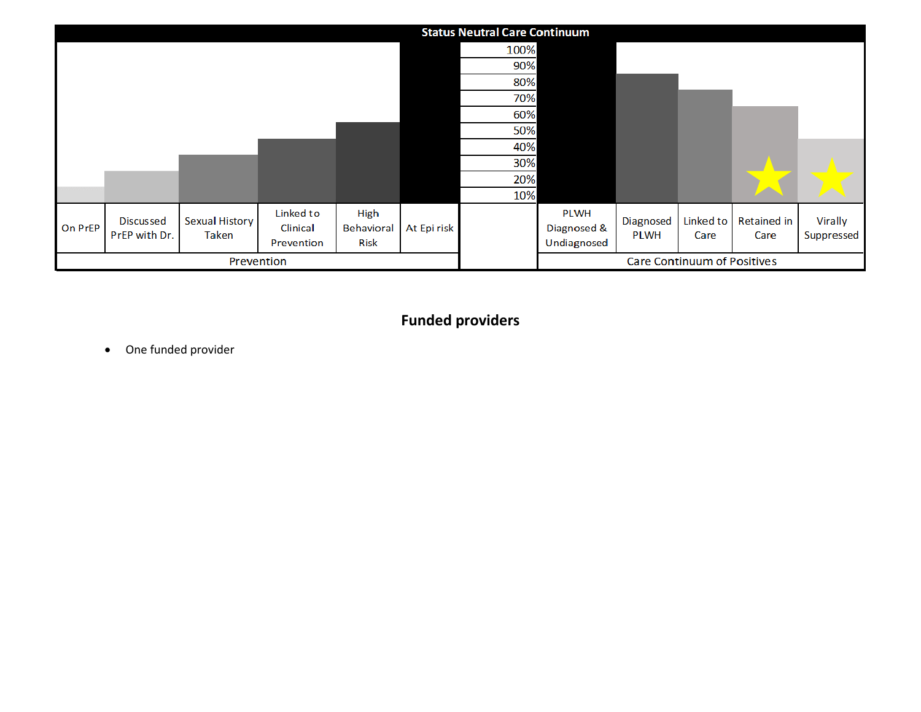Status Neutral Care Continuum

100%
90%
80%
70%
60%
50%
40%
30%
20%
10%

On PrEP
Discussed PrEP with Dr.
Sexual History Taken
Linked to Clinical Prevention
High Behavioral Risk
At Epi risk

Prevention

PLWH Diagnosed & Undiagnosed
Diagnosed PLWH
Linked to Care
Retained in Care
Virally Suppressed

Care Continuum of Positives

## Funded providers

- One funded provider